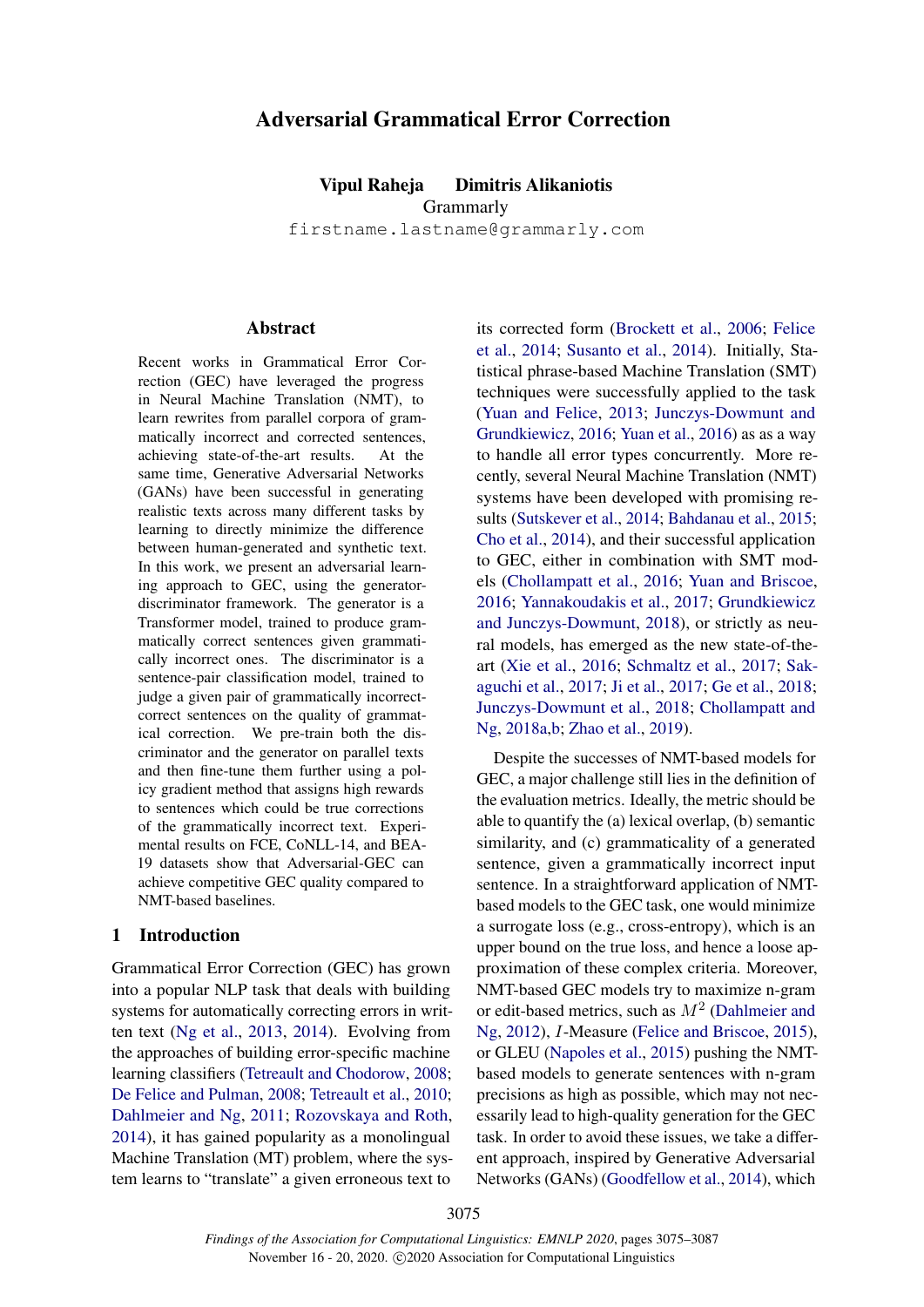# Adversarial Grammatical Error Correction

**Vipul Raheja Dimitris Alikaniotis**
Grammarly
firstname.lastname@grammarly.com

## Abstract

Recent works in Grammatical Error Correction (GEC) have leveraged the progress in Neural Machine Translation (NMT), to learn rewrites from parallel corpora of grammatically incorrect and corrected sentences, achieving state-of-the-art results. At the same time, Generative Adversarial Networks (GANs) have been successful in generating realistic texts across many different tasks by learning to directly minimize the difference between human-generated and synthetic text. In this work, we present an adversarial learning approach to GEC, using the generator-discriminator framework. The generator is a Transformer model, trained to produce grammatically correct sentences given grammatically incorrect ones. The discriminator is a sentence-pair classification model, trained to judge a given pair of grammatically incorrect-correct sentences on the quality of grammatical correction. We pre-train both the discriminator and the generator on parallel texts and then fine-tune them further using a policy gradient method that assigns high rewards to sentences which could be true corrections of the grammatically incorrect text. Experimental results on FCE, CoNLL-14, and BEA-19 datasets show that Adversarial-GEC can achieve competitive GEC quality compared to NMT-based baselines.

## 1 Introduction

Grammatical Error Correction (GEC) has grown into a popular NLP task that deals with building systems for automatically correcting errors in written text (Ng et al., 2013, 2014). Evolving from the approaches of building error-specific machine learning classifiers (Tetreault and Chodorow, 2008; De Felice and Pulman, 2008; Tetreault et al., 2010; Dahlmeier and Ng, 2011; Rozovskaya and Roth, 2014), it has gained popularity as a monolingual Machine Translation (MT) problem, where the system learns to "translate" a given erroneous text to its corrected form (Brockett et al., 2006; Felice et al., 2014; Susanto et al., 2014). Initially, Statistical phrase-based Machine Translation (SMT) techniques were successfully applied to the task (Yuan and Felice, 2013; Junczys-Dowmunt and Grundkiewicz, 2016; Yuan et al., 2016) as as a way to handle all error types concurrently. More recently, several Neural Machine Translation (NMT) systems have been developed with promising results (Sutskever et al., 2014; Bahdanau et al., 2015; Cho et al., 2014), and their successful application to GEC, either in combination with SMT models (Chollampatt et al., 2016; Yuan and Briscoe, 2016; Yannakoudakis et al., 2017; Grundkiewicz and Junczys-Dowmunt, 2018), or strictly as neural models, has emerged as the new state-of-the-art (Xie et al., 2016; Schmaltz et al., 2017; Sakaguchi et al., 2017; Ji et al., 2017; Ge et al., 2018; Junczys-Dowmunt et al., 2018; Chollampatt and Ng, 2018a,b; Zhao et al., 2019).

Despite the successes of NMT-based models for GEC, a major challenge still lies in the definition of the evaluation metrics. Ideally, the metric should be able to quantify the (a) lexical overlap, (b) semantic similarity, and (c) grammaticality of a generated sentence, given a grammatically incorrect input sentence. In a straightforward application of NMT-based models to the GEC task, one would minimize a surrogate loss (e.g., cross-entropy), which is an upper bound on the true loss, and hence a loose approximation of these complex criteria. Moreover, NMT-based GEC models try to maximize n-gram or edit-based metrics, such as $M^2$ (Dahlmeier and Ng, 2012), $I$-Measure (Felice and Briscoe, 2015), or GLEU (Napoles et al., 2015) pushing the NMT-based models to generate sentences with n-gram precisions as high as possible, which may not necessarily lead to high-quality generation for the GEC task. In order to avoid these issues, we take a different approach, inspired by Generative Adversarial Networks (GANs) (Goodfellow et al., 2014), which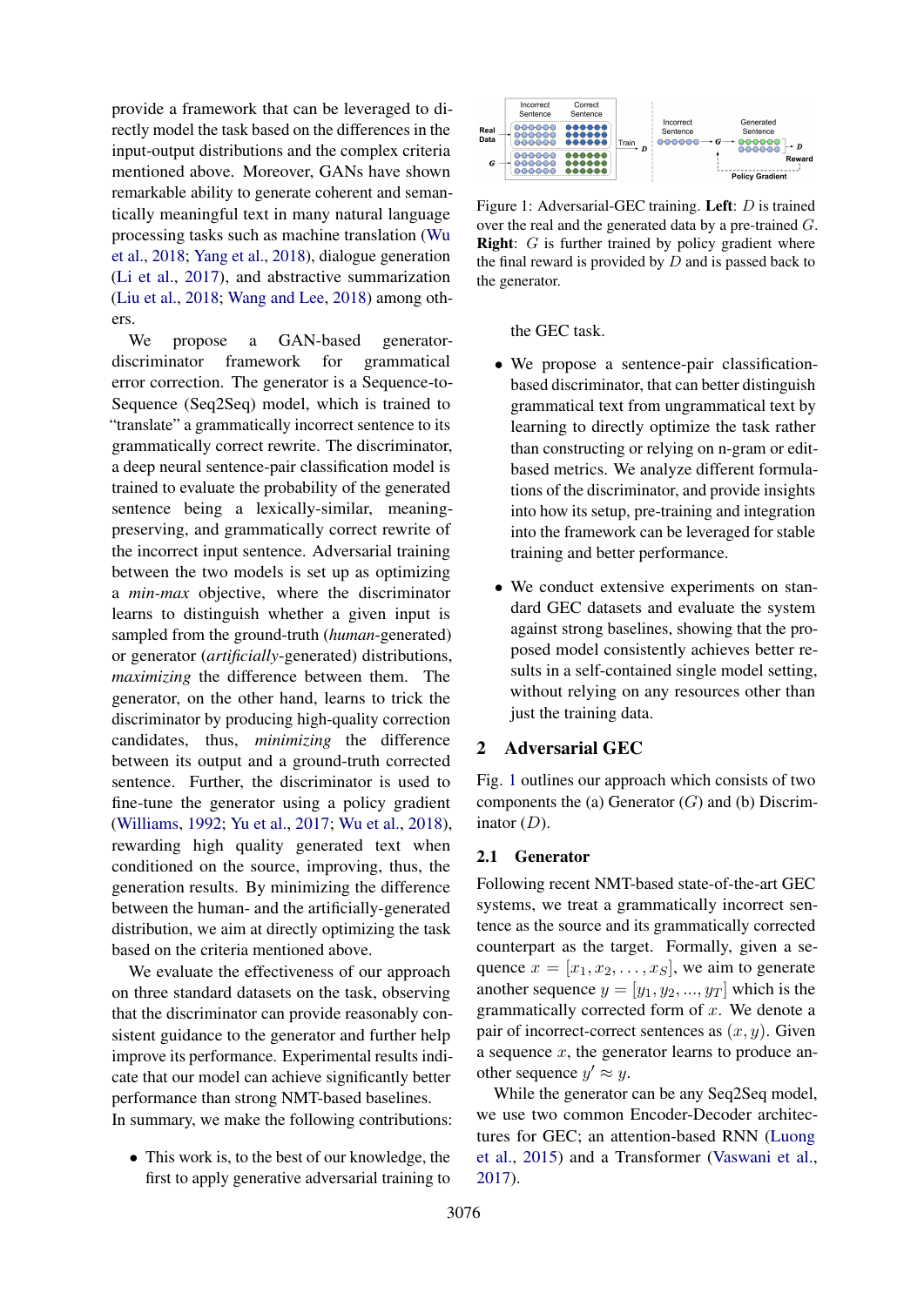provide a framework that can be leveraged to directly model the task based on the differences in the input-output distributions and the complex criteria mentioned above. Moreover, GANs have shown remarkable ability to generate coherent and semantically meaningful text in many natural language processing tasks such as machine translation (Wu et al., 2018; Yang et al., 2018), dialogue generation (Li et al., 2017), and abstractive summarization (Liu et al., 2018; Wang and Lee, 2018) among others.

We propose a GAN-based generator-discriminator framework for grammatical error correction. The generator is a Sequence-to-Sequence (Seq2Seq) model, which is trained to "translate" a grammatically incorrect sentence to its grammatically correct rewrite. The discriminator, a deep neural sentence-pair classification model is trained to evaluate the probability of the generated sentence being a lexically-similar, meaning-preserving, and grammatically correct rewrite of the incorrect input sentence. Adversarial training between the two models is set up as optimizing a *min-max* objective, where the discriminator learns to distinguish whether a given input is sampled from the ground-truth (*human*-generated) or generator (*artificially*-generated) distributions, *maximizing* the difference between them. The generator, on the other hand, learns to trick the discriminator by producing high-quality correction candidates, thus, *minimizing* the difference between its output and a ground-truth corrected sentence. Further, the discriminator is used to fine-tune the generator using a policy gradient (Williams, 1992; Yu et al., 2017; Wu et al., 2018), rewarding high quality generated text when conditioned on the source, improving, thus, the generation results. By minimizing the difference between the human- and the artificially-generated distribution, we aim at directly optimizing the task based on the criteria mentioned above.

We evaluate the effectiveness of our approach on three standard datasets on the task, observing that the discriminator can provide reasonably consistent guidance to the generator and further help improve its performance. Experimental results indicate that our model can achieve significantly better performance than strong NMT-based baselines. In summary, we make the following contributions:

- This work is, to the best of our knowledge, the first to apply generative adversarial training to the GEC task.
- We propose a sentence-pair classification-based discriminator, that can better distinguish grammatical text from ungrammatical text by learning to directly optimize the task rather than constructing or relying on n-gram or edit-based metrics. We analyze different formulations of the discriminator, and provide insights into how its setup, pre-training and integration into the framework can be leveraged for stable training and better performance.
- We conduct extensive experiments on standard GEC datasets and evaluate the system against strong baselines, showing that the proposed model consistently achieves better results in a self-contained single model setting, without relying on any resources other than just the training data.

Figure 1: Adversarial-GEC training. **Left**: $D$ is trained over the real and the generated data by a pre-trained $G$. **Right**: $G$ is further trained by policy gradient where the final reward is provided by $D$ and is passed back to the generator.

## 2 Adversarial GEC

Fig. 1 outlines our approach which consists of two components the (a) Generator ($G$) and (b) Discriminator ($D$).

### 2.1 Generator

Following recent NMT-based state-of-the-art GEC systems, we treat a grammatically incorrect sentence as the source and its grammatically corrected counterpart as the target. Formally, given a sequence $x = [x_1, x_2, \ldots, x_S]$, we aim to generate another sequence $y = [y_1, y_2, ..., y_T]$ which is the grammatically corrected form of $x$. We denote a pair of incorrect-correct sentences as $(x, y)$. Given a sequence $x$, the generator learns to produce another sequence $y' \approx y$.

While the generator can be any Seq2Seq model, we use two common Encoder-Decoder architectures for GEC; an attention-based RNN (Luong et al., 2015) and a Transformer (Vaswani et al., 2017).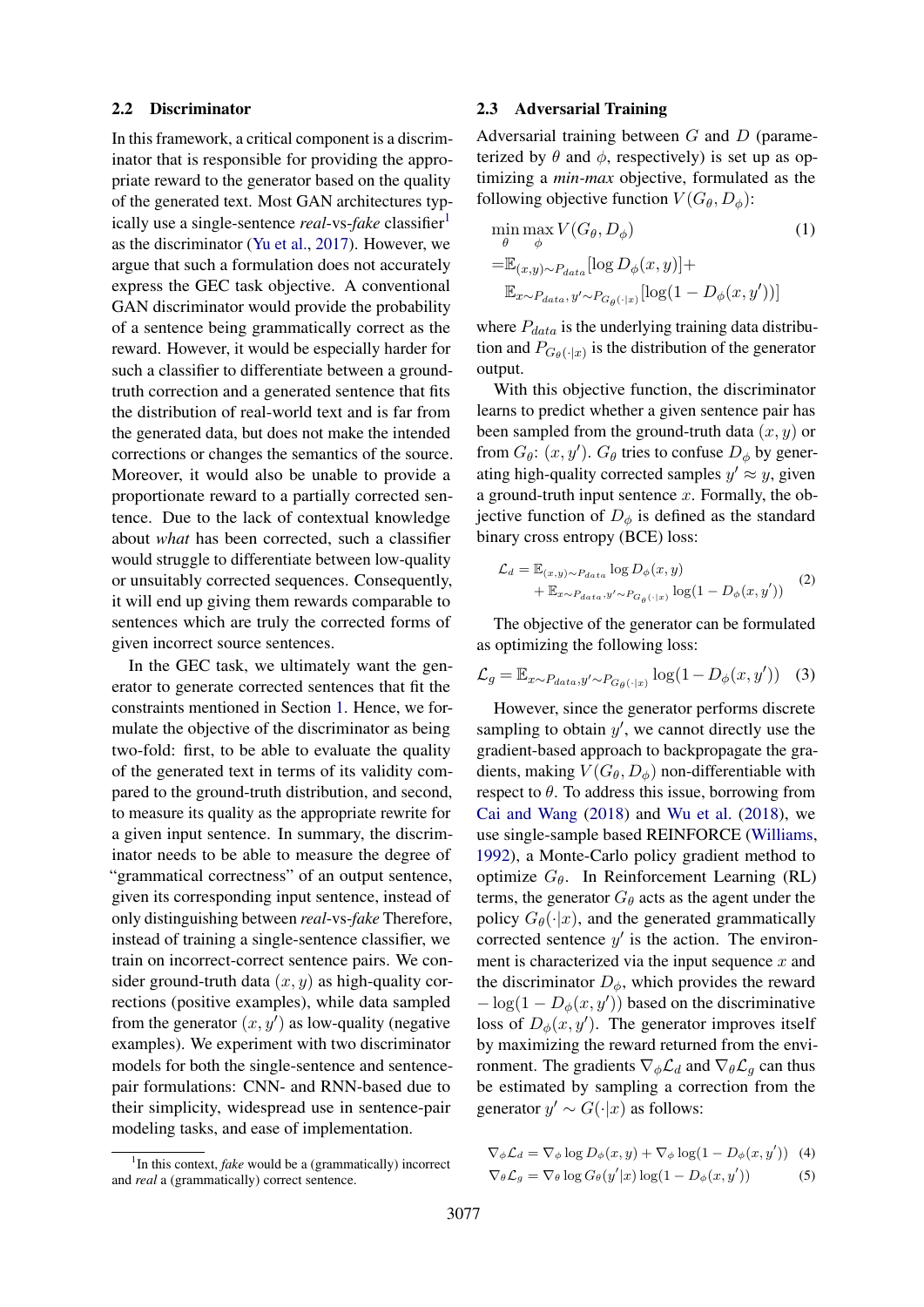### 2.2 Discriminator

In this framework, a critical component is a discriminator that is responsible for providing the appropriate reward to the generator based on the quality of the generated text. Most GAN architectures typically use a single-sentence *real*-vs-*fake* classifier[1] as the discriminator (Yu et al., 2017). However, we argue that such a formulation does not accurately express the GEC task objective. A conventional GAN discriminator would provide the probability of a sentence being grammatically correct as the reward. However, it would be especially harder for such a classifier to differentiate between a ground-truth correction and a generated sentence that fits the distribution of real-world text and is far from the generated data, but does not make the intended corrections or changes the semantics of the source. Moreover, it would also be unable to provide a proportionate reward to a partially corrected sentence. Due to the lack of contextual knowledge about *what* has been corrected, such a classifier would struggle to differentiate between low-quality or unsuitably corrected sequences. Consequently, it will end up giving them rewards comparable to sentences which are truly the corrected forms of given incorrect source sentences.

In the GEC task, we ultimately want the generator to generate corrected sentences that fit the constraints mentioned in Section 1. Hence, we formulate the objective of the discriminator as being two-fold: first, to be able to evaluate the quality of the generated text in terms of its validity compared to the ground-truth distribution, and second, to measure its quality as the appropriate rewrite for a given input sentence. In summary, the discriminator needs to be able to measure the degree of "grammatical correctness" of an output sentence, given its corresponding input sentence, instead of only distinguishing between *real*-vs-*fake* Therefore, instead of training a single-sentence classifier, we train on incorrect-correct sentence pairs. We consider ground-truth data $(x, y)$ as high-quality corrections (positive examples), while data sampled from the generator $(x, y')$ as low-quality (negative examples). We experiment with two discriminator models for both the single-sentence and sentence-pair formulations: CNN- and RNN-based due to their simplicity, widespread use in sentence-pair modeling tasks, and ease of implementation.

[1] In this context, *fake* would be a (grammatically) incorrect and *real* a (grammatically) correct sentence.

### 2.3 Adversarial Training

Adversarial training between $G$ and $D$ (parameterized by $\theta$ and $\phi$, respectively) is set up as optimizing a ***min-max*** objective, formulated as the following objective function $V(G_\theta, D_\phi)$:

$$\begin{aligned} &\min_\theta \max_\phi V(G_\theta, D_\phi) \\ &= \mathbb{E}_{(x,y)\sim P_{data}}[\log D_\phi(x, y)] + \\ &\quad \mathbb{E}_{x\sim P_{data},\, y'\sim P_{G_\theta(\cdot|x)}}[\log(1 - D_\phi(x, y'))] \end{aligned} \tag{1}$$

where $P_{data}$ is the underlying training data distribution and $P_{G_\theta(\cdot|x)}$ is the distribution of the generator output.

With this objective function, the discriminator learns to predict whether a given sentence pair has been sampled from the ground-truth data $(x, y)$ or from $G_\theta$: $(x, y')$. $G_\theta$ tries to confuse $D_\phi$ by generating high-quality corrected samples $y' \approx y$, given a ground-truth input sentence $x$. Formally, the objective function of $D_\phi$ is defined as the standard binary cross entropy (BCE) loss:

$$\begin{aligned} \mathcal{L}_d = &\ \mathbb{E}_{(x,y)\sim P_{data}} \log D_\phi(x, y) \\ &+ \mathbb{E}_{x\sim P_{data}, y'\sim P_{G_\theta(\cdot|x)}} \log(1 - D_\phi(x, y')) \end{aligned} \tag{2}$$

The objective of the generator can be formulated as optimizing the following loss:

$$\mathcal{L}_g = \mathbb{E}_{x\sim P_{data}, y'\sim P_{G_\theta(\cdot|x)}} \log(1 - D_\phi(x, y')) \tag{3}$$

However, since the generator performs discrete sampling to obtain $y'$, we cannot directly use the gradient-based approach to backpropagate the gradients, making $V(G_\theta, D_\phi)$ non-differentiable with respect to $\theta$. To address this issue, borrowing from Cai and Wang (2018) and Wu et al. (2018), we use single-sample based REINFORCE (Williams, 1992), a Monte-Carlo policy gradient method to optimize $G_\theta$. In Reinforcement Learning (RL) terms, the generator $G_\theta$ acts as the agent under the policy $G_\theta(\cdot|x)$, and the generated grammatically corrected sentence $y'$ is the action. The environment is characterized via the input sequence $x$ and the discriminator $D_\phi$, which provides the reward $-\log(1 - D_\phi(x, y'))$ based on the discriminative loss of $D_\phi(x, y')$. The generator improves itself by maximizing the reward returned from the environment. The gradients $\nabla_\phi \mathcal{L}_d$ and $\nabla_\theta \mathcal{L}_g$ can thus be estimated by sampling a correction from the generator $y' \sim G(\cdot|x)$ as follows:

$$\nabla_\phi \mathcal{L}_d = \nabla_\phi \log D_\phi(x, y) + \nabla_\phi \log(1 - D_\phi(x, y')) \tag{4}$$

$$\nabla_\theta \mathcal{L}_g = \nabla_\theta \log G_\theta(y'|x) \log(1 - D_\phi(x, y')) \tag{5}$$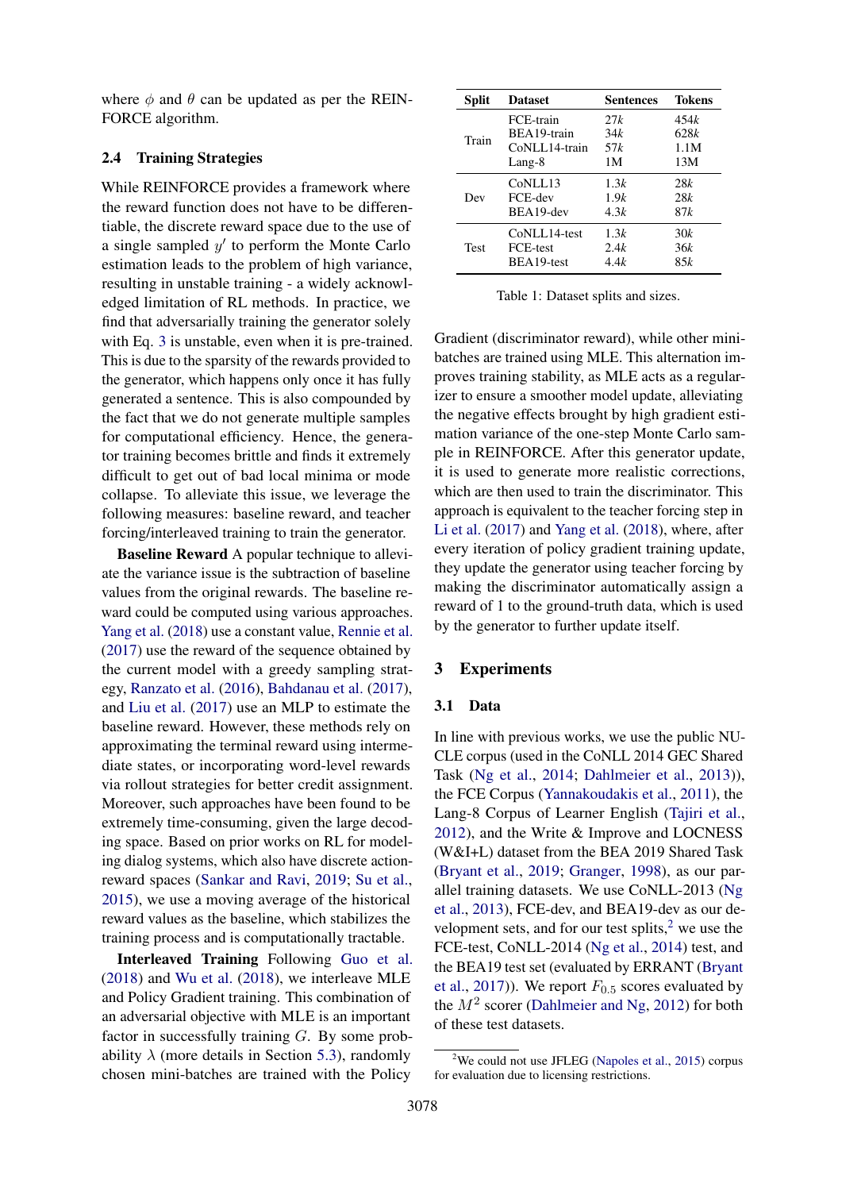where $\phi$ and $\theta$ can be updated as per the REINFORCE algorithm.

### 2.4 Training Strategies

While REINFORCE provides a framework where the reward function does not have to be differentiable, the discrete reward space due to the use of a single sampled $y'$ to perform the Monte Carlo estimation leads to the problem of high variance, resulting in unstable training - a widely acknowledged limitation of RL methods. In practice, we find that adversarially training the generator solely with Eq. 3 is unstable, even when it is pre-trained. This is due to the sparsity of the rewards provided to the generator, which happens only once it has fully generated a sentence. This is also compounded by the fact that we do not generate multiple samples for computational efficiency. Hence, the generator training becomes brittle and finds it extremely difficult to get out of bad local minima or mode collapse. To alleviate this issue, we leverage the following measures: baseline reward, and teacher forcing/interleaved training to train the generator.

**Baseline Reward** A popular technique to alleviate the variance issue is the subtraction of baseline values from the original rewards. The baseline reward could be computed using various approaches. Yang et al. (2018) use a constant value, Rennie et al. (2017) use the reward of the sequence obtained by the current model with a greedy sampling strategy, Ranzato et al. (2016), Bahdanau et al. (2017), and Liu et al. (2017) use an MLP to estimate the baseline reward. However, these methods rely on approximating the terminal reward using intermediate states, or incorporating word-level rewards via rollout strategies for better credit assignment. Moreover, such approaches have been found to be extremely time-consuming, given the large decoding space. Based on prior works on RL for modeling dialog systems, which also have discrete action-reward spaces (Sankar and Ravi, 2019; Su et al., 2015), we use a moving average of the historical reward values as the baseline, which stabilizes the training process and is computationally tractable.

**Interleaved Training** Following Guo et al. (2018) and Wu et al. (2018), we interleave MLE and Policy Gradient training. This combination of an adversarial objective with MLE is an important factor in successfully training $G$. By some probability $\lambda$ (more details in Section 5.3), randomly chosen mini-batches are trained with the Policy Gradient (discriminator reward), while other mini-batches are trained using MLE. This alternation improves training stability, as MLE acts as a regularizer to ensure a smoother model update, alleviating the negative effects brought by high gradient estimation variance of the one-step Monte Carlo sample in REINFORCE. After this generator update, it is used to generate more realistic corrections, which are then used to train the discriminator. This approach is equivalent to the teacher forcing step in Li et al. (2017) and Yang et al. (2018), where, after every iteration of policy gradient training update, they update the generator using teacher forcing by making the discriminator automatically assign a reward of 1 to the ground-truth data, which is used by the generator to further update itself.

| Split | Dataset | Sentences | Tokens |
|---|---|---|---|
| Train | FCE-train | 27*k* | 454*k* |
| | BEA19-train | 34*k* | 628*k* |
| | CoNLL14-train | 57*k* | 1.1M |
| | Lang-8 | 1M | 13M |
| Dev | CoNLL13 | 1.3*k* | 28*k* |
| | FCE-dev | 1.9*k* | 28*k* |
| | BEA19-dev | 4.3*k* | 87*k* |
| Test | CoNLL14-test | 1.3*k* | 30*k* |
| | FCE-test | 2.4*k* | 36*k* |
| | BEA19-test | 4.4*k* | 85*k* |

Table 1: Dataset splits and sizes.

## 3 Experiments

### 3.1 Data

In line with previous works, we use the public NUCLE corpus (used in the CoNLL 2014 GEC Shared Task (Ng et al., 2014; Dahlmeier et al., 2013)), the FCE Corpus (Yannakoudakis et al., 2011), the Lang-8 Corpus of Learner English (Tajiri et al., 2012), and the Write & Improve and LOCNESS (W&I+L) dataset from the BEA 2019 Shared Task (Bryant et al., 2019; Granger, 1998), as our parallel training datasets. We use CoNLL-2013 (Ng et al., 2013), FCE-dev, and BEA19-dev as our development sets, and for our test splits,[2] we use the FCE-test, CoNLL-2014 (Ng et al., 2014) test, and the BEA19 test set (evaluated by ERRANT (Bryant et al., 2017)). We report $F_{0.5}$ scores evaluated by the $M^2$ scorer (Dahlmeier and Ng, 2012) for both of these test datasets.

[2]We could not use JFLEG (Napoles et al., 2015) corpus for evaluation due to licensing restrictions.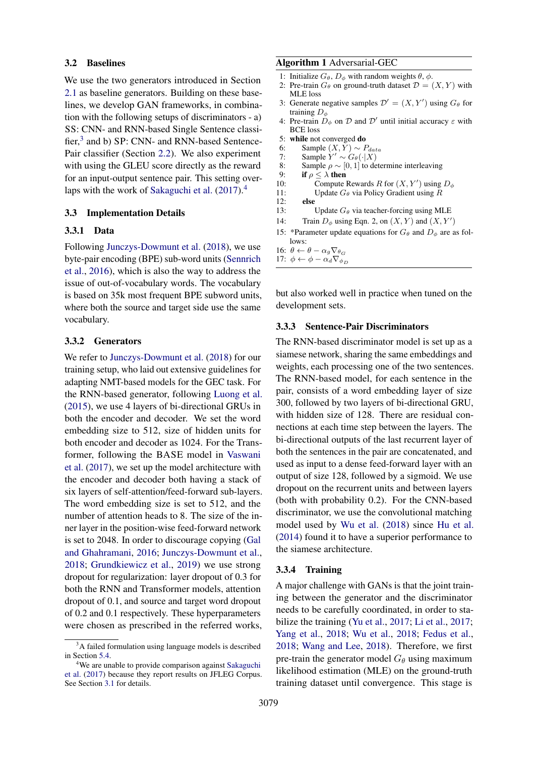### 3.2 Baselines

We use the two generators introduced in Section 2.1 as baseline generators. Building on these baselines, we develop GAN frameworks, in combination with the following setups of discriminators - a) SS: CNN- and RNN-based Single Sentence classifier,[3] and b) SP: CNN- and RNN-based Sentence-Pair classifier (Section 2.2). We also experiment with using the GLEU score directly as the reward for an input-output sentence pair. This setting overlaps with the work of Sakaguchi et al. (2017).[4]

### 3.3 Implementation Details

#### 3.3.1 Data

Following Junczys-Dowmunt et al. (2018), we use byte-pair encoding (BPE) sub-word units (Sennrich et al., 2016), which is also the way to address the issue of out-of-vocabulary words. The vocabulary is based on 35k most frequent BPE subword units, where both the source and target side use the same vocabulary.

#### 3.3.2 Generators

We refer to Junczys-Dowmunt et al. (2018) for our training setup, who laid out extensive guidelines for adapting NMT-based models for the GEC task. For the RNN-based generator, following Luong et al. (2015), we use 4 layers of bi-directional GRUs in both the encoder and decoder. We set the word embedding size to 512, size of hidden units for both encoder and decoder as 1024. For the Transformer, following the BASE model in Vaswani et al. (2017), we set up the model architecture with the encoder and decoder both having a stack of six layers of self-attention/feed-forward sub-layers. The word embedding size is set to 512, and the number of attention heads to 8. The size of the inner layer in the position-wise feed-forward network is set to 2048. In order to discourage copying (Gal and Ghahramani, 2016; Junczys-Dowmunt et al., 2018; Grundkiewicz et al., 2019) we use strong dropout for regularization: layer dropout of 0.3 for both the RNN and Transformer models, attention dropout of 0.1, and source and target word dropout of 0.2 and 0.1 respectively. These hyperparameters were chosen as prescribed in the referred works, but also worked well in practice when tuned on the development sets.

**Algorithm 1** Adversarial-GEC

1: Initialize $G_\theta$, $D_\phi$ with random weights $\theta$, $\phi$.
2: Pre-train $G_\theta$ on ground-truth dataset $\mathcal{D} = (X, Y)$ with MLE loss
3: Generate negative samples $\mathcal{D}' = (X, Y')$ using $G_\theta$ for training $D_\phi$
4: Pre-train $D_\phi$ on $\mathcal{D}$ and $\mathcal{D}'$ until initial accuracy $\varepsilon$ with BCE loss
5: **while** not converged **do**
6: Sample $(X, Y) \sim P_{data}$
7: Sample $Y' \sim G_\theta(\cdot|X)$
8: Sample $\rho \sim [0, 1]$ to determine interleaving
9: **if** $\rho \leq \lambda$ **then**
10: Compute Rewards $R$ for $(X, Y')$ using $D_\phi$
11: Update $G_\theta$ via Policy Gradient using $R$
12: **else**
13: Update $G_\theta$ via teacher-forcing using MLE
14: Train $D_\phi$ using Eqn. 2, on $(X, Y)$ and $(X, Y')$
15: *Parameter update equations for $G_\theta$ and $D_\phi$ are as follows:
16: $\theta \leftarrow \theta - \alpha_g \nabla_{\theta_G}$
17: $\phi \leftarrow \phi - \alpha_d \nabla_{\phi_D}$

#### 3.3.3 Sentence-Pair Discriminators

The RNN-based discriminator model is set up as a siamese network, sharing the same embeddings and weights, each processing one of the two sentences. The RNN-based model, for each sentence in the pair, consists of a word embedding layer of size 300, followed by two layers of bi-directional GRU, with hidden size of 128. There are residual connections at each time step between the layers. The bi-directional outputs of the last recurrent layer of both the sentences in the pair are concatenated, and used as input to a dense feed-forward layer with an output of size 128, followed by a sigmoid. We use dropout on the recurrent units and between layers (both with probability 0.2). For the CNN-based discriminator, we use the convolutional matching model used by Wu et al. (2018) since Hu et al. (2014) found it to have a superior performance to the siamese architecture.

#### 3.3.4 Training

A major challenge with GANs is that the joint training between the generator and the discriminator needs to be carefully coordinated, in order to stabilize the training (Yu et al., 2017; Li et al., 2017; Yang et al., 2018; Wu et al., 2018; Fedus et al., 2018; Wang and Lee, 2018). Therefore, we first pre-train the generator model $G_\theta$ using maximum likelihood estimation (MLE) on the ground-truth training dataset until convergence. This stage is

[3] A failed formulation using language models is described in Section 5.4.

[4] We are unable to provide comparison against Sakaguchi et al. (2017) because they report results on JFLEG Corpus. See Section 3.1 for details.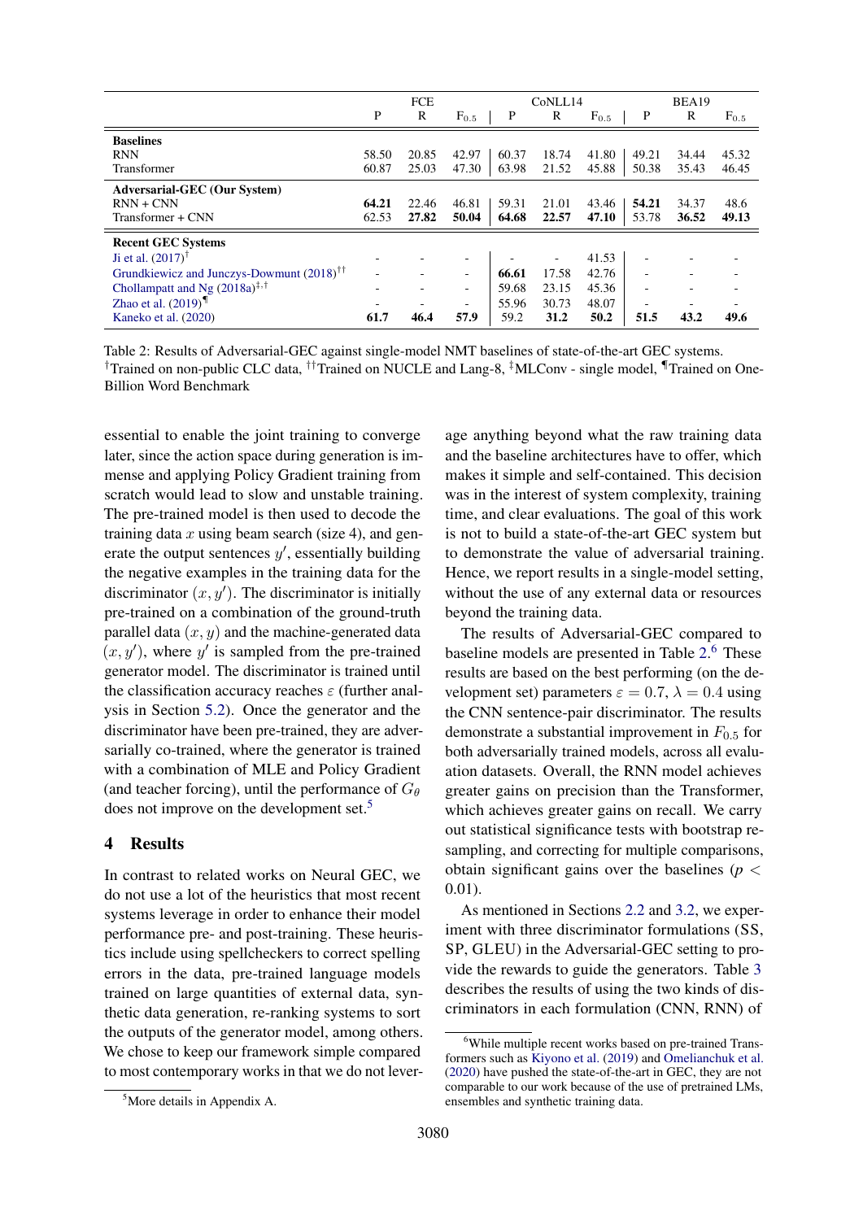| | FCE | | | CoNLL14 | | | BEA19 | | |
|---|---|---|---|---|---|---|---|---|---|
| | P | R | $F_{0.5}$ | P | R | $F_{0.5}$ | P | R | $F_{0.5}$ |
| **Baselines** | | | | | | | | | |
| RNN | 58.50 | 20.85 | 42.97 | 60.37 | 18.74 | 41.80 | 49.21 | 34.44 | 45.32 |
| Transformer | 60.87 | 25.03 | 47.30 | 63.98 | 21.52 | 45.88 | 50.38 | 35.43 | 46.45 |
| **Adversarial-GEC (Our System)** | | | | | | | | | |
| RNN + CNN | **64.21** | 22.46 | 46.81 | 59.31 | 21.01 | 43.46 | **54.21** | 34.37 | 48.6 |
| Transformer + CNN | 62.53 | **27.82** | **50.04** | **64.68** | **22.57** | **47.10** | 53.78 | **36.52** | **49.13** |
| **Recent GEC Systems** | | | | | | | | | |
| Ji et al. (2017)[†] | - | - | - | - | - | 41.53 | - | - | - |
| Grundkiewicz and Junczys-Dowmunt (2018)[††] | - | - | - | **66.61** | 17.58 | 42.76 | - | - | - |
| Chollampatt and Ng (2018a)[‡,†] | - | - | - | 59.68 | 23.15 | 45.36 | - | - | - |
| Zhao et al. (2019)[¶] | - | - | - | 55.96 | 30.73 | 48.07 | - | - | - |
| Kaneko et al. (2020) | **61.7** | **46.4** | **57.9** | 59.2 | **31.2** | **50.2** | **51.5** | **43.2** | **49.6** |

Table 2: Results of Adversarial-GEC against single-model NMT baselines of state-of-the-art GEC systems. [†]Trained on non-public CLC data, [††]Trained on NUCLE and Lang-8, [‡]MLConv - single model, [¶]Trained on One-Billion Word Benchmark

essential to enable the joint training to converge later, since the action space during generation is immense and applying Policy Gradient training from scratch would lead to slow and unstable training. The pre-trained model is then used to decode the training data $x$ using beam search (size 4), and generate the output sentences $y'$, essentially building the negative examples in the training data for the discriminator $(x, y')$. The discriminator is initially pre-trained on a combination of the ground-truth parallel data $(x, y)$ and the machine-generated data $(x, y')$, where $y'$ is sampled from the pre-trained generator model. The discriminator is trained until the classification accuracy reaches $\varepsilon$ (further analysis in Section 5.2). Once the generator and the discriminator have been pre-trained, they are adversarially co-trained, where the generator is trained with a combination of MLE and Policy Gradient (and teacher forcing), until the performance of $G_\theta$ does not improve on the development set.[5]

## 4 Results

In contrast to related works on Neural GEC, we do not use a lot of the heuristics that most recent systems leverage in order to enhance their model performance pre- and post-training. These heuristics include using spellcheckers to correct spelling errors in the data, pre-trained language models trained on large quantities of external data, synthetic data generation, re-ranking systems to sort the outputs of the generator model, among others. We chose to keep our framework simple compared to most contemporary works in that we do not leverage anything beyond what the raw training data and the baseline architectures have to offer, which makes it simple and self-contained. This decision was in the interest of system complexity, training time, and clear evaluations. The goal of this work is not to build a state-of-the-art GEC system but to demonstrate the value of adversarial training. Hence, we report results in a single-model setting, without the use of any external data or resources beyond the training data.

The results of Adversarial-GEC compared to baseline models are presented in Table 2.[6] These results are based on the best performing (on the development set) parameters $\varepsilon = 0.7$, $\lambda = 0.4$ using the CNN sentence-pair discriminator. The results demonstrate a substantial improvement in $F_{0.5}$ for both adversarially trained models, across all evaluation datasets. Overall, the RNN model achieves greater gains on precision than the Transformer, which achieves greater gains on recall. We carry out statistical significance tests with bootstrap resampling, and correcting for multiple comparisons, obtain significant gains over the baselines ($p < 0.01$).

As mentioned in Sections 2.2 and 3.2, we experiment with three discriminator formulations (SS, SP, GLEU) in the Adversarial-GEC setting to provide the rewards to guide the generators. Table 3 describes the results of using the two kinds of discriminators in each formulation (CNN, RNN) of

[5]More details in Appendix A.

[6]While multiple recent works based on pre-trained Transformers such as Kiyono et al. (2019) and Omelianchuk et al. (2020) have pushed the state-of-the-art in GEC, they are not comparable to our work because of the use of pretrained LMs, ensembles and synthetic training data.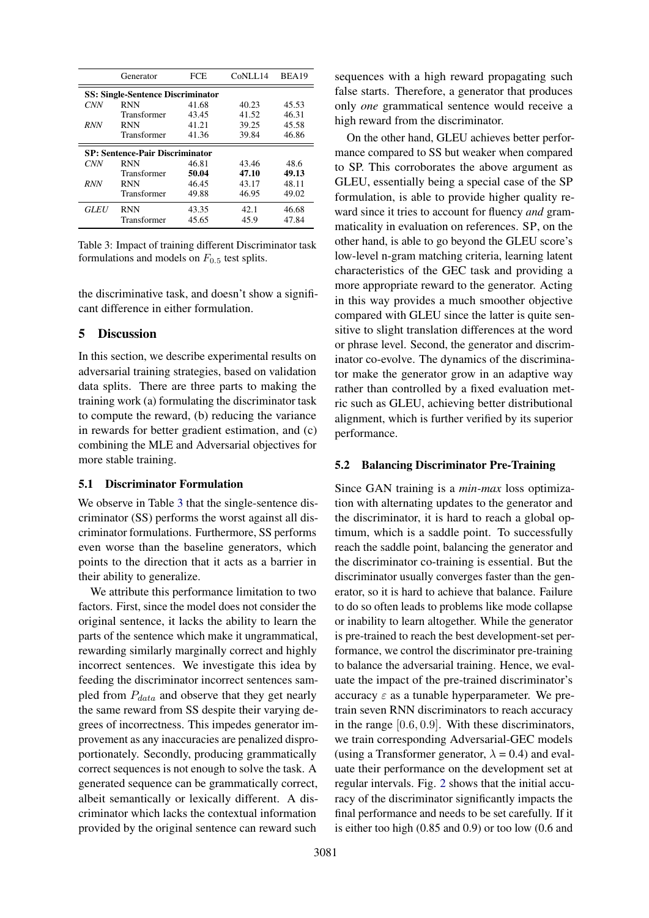|  | Generator | FCE | CoNLL14 | BEA19 |
|---|---|---|---|---|
| **SS: Single-Sentence Discriminator** | | | | |
| *CNN* | RNN | 41.68 | 40.23 | 45.53 |
|  | Transformer | 43.45 | 41.52 | 46.31 |
| *RNN* | RNN | 41.21 | 39.25 | 45.58 |
|  | Transformer | 41.36 | 39.84 | 46.86 |
| **SP: Sentence-Pair Discriminator** | | | | |
| *CNN* | RNN | 46.81 | 43.46 | 48.6 |
|  | Transformer | **50.04** | **47.10** | **49.13** |
| *RNN* | RNN | 46.45 | 43.17 | 48.11 |
|  | Transformer | 49.88 | 46.95 | 49.02 |
| *GLEU* | RNN | 43.35 | 42.1 | 46.68 |
|  | Transformer | 45.65 | 45.9 | 47.84 |

Table 3: Impact of training different Discriminator task formulations and models on $F_{0.5}$ test splits.

the discriminative task, and doesn't show a significant difference in either formulation.

## 5 Discussion

In this section, we describe experimental results on adversarial training strategies, based on validation data splits. There are three parts to making the training work (a) formulating the discriminator task to compute the reward, (b) reducing the variance in rewards for better gradient estimation, and (c) combining the MLE and Adversarial objectives for more stable training.

### 5.1 Discriminator Formulation

We observe in Table 3 that the single-sentence discriminator (SS) performs the worst against all discriminator formulations. Furthermore, SS performs even worse than the baseline generators, which points to the direction that it acts as a barrier in their ability to generalize.

We attribute this performance limitation to two factors. First, since the model does not consider the original sentence, it lacks the ability to learn the parts of the sentence which make it ungrammatical, rewarding similarly marginally correct and highly incorrect sentences. We investigate this idea by feeding the discriminator incorrect sentences sampled from $P_{data}$ and observe that they get nearly the same reward from SS despite their varying degrees of incorrectness. This impedes generator improvement as any inaccuracies are penalized disproportionately. Secondly, producing grammatically correct sequences is not enough to solve the task. A generated sequence can be grammatically correct, albeit semantically or lexically different. A discriminator which lacks the contextual information provided by the original sentence can reward such sequences with a high reward propagating such false starts. Therefore, a generator that produces only *one* grammatical sentence would receive a high reward from the discriminator.

On the other hand, GLEU achieves better performance compared to SS but weaker when compared to SP. This corroborates the above argument as GLEU, essentially being a special case of the SP formulation, is able to provide higher quality reward since it tries to account for fluency *and* grammaticality in evaluation on references. SP, on the other hand, is able to go beyond the GLEU score's low-level n-gram matching criteria, learning latent characteristics of the GEC task and providing a more appropriate reward to the generator. Acting in this way provides a much smoother objective compared with GLEU since the latter is quite sensitive to slight translation differences at the word or phrase level. Second, the generator and discriminator co-evolve. The dynamics of the discriminator make the generator grow in an adaptive way rather than controlled by a fixed evaluation metric such as GLEU, achieving better distributional alignment, which is further verified by its superior performance.

### 5.2 Balancing Discriminator Pre-Training

Since GAN training is a *min-max* loss optimization with alternating updates to the generator and the discriminator, it is hard to reach a global optimum, which is a saddle point. To successfully reach the saddle point, balancing the generator and the discriminator co-training is essential. But the discriminator usually converges faster than the generator, so it is hard to achieve that balance. Failure to do so often leads to problems like mode collapse or inability to learn altogether. While the generator is pre-trained to reach the best development-set performance, we control the discriminator pre-training to balance the adversarial training. Hence, we evaluate the impact of the pre-trained discriminator's accuracy $\varepsilon$ as a tunable hyperparameter. We pre-train seven RNN discriminators to reach accuracy in the range $[0.6, 0.9]$. With these discriminators, we train corresponding Adversarial-GEC models (using a Transformer generator, $\lambda = 0.4$) and evaluate their performance on the development set at regular intervals. Fig. 2 shows that the initial accuracy of the discriminator significantly impacts the final performance and needs to be set carefully. If it is either too high (0.85 and 0.9) or too low (0.6 and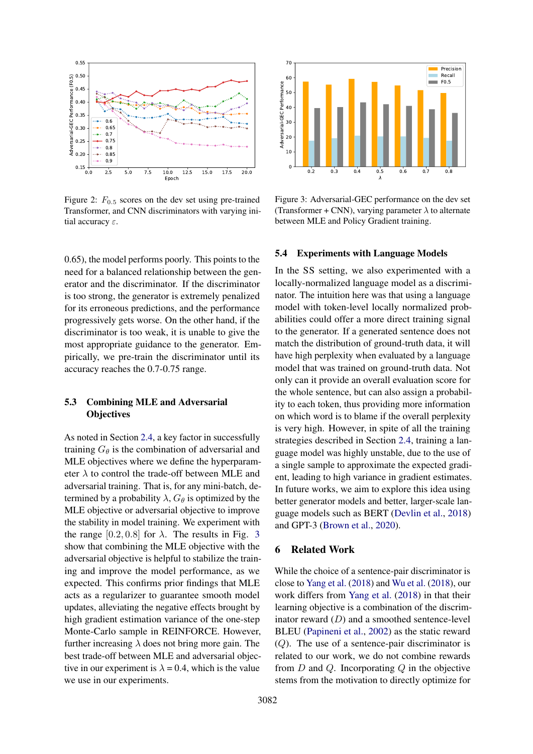Figure 2: $F_{0.5}$ scores on the dev set using pre-trained Transformer, and CNN discriminators with varying initial accuracy $\varepsilon$.

Figure 3: Adversarial-GEC performance on the dev set (Transformer + CNN), varying parameter $\lambda$ to alternate between MLE and Policy Gradient training.

0.65), the model performs poorly. This points to the need for a balanced relationship between the generator and the discriminator. If the discriminator is too strong, the generator is extremely penalized for its erroneous predictions, and the performance progressively gets worse. On the other hand, if the discriminator is too weak, it is unable to give the most appropriate guidance to the generator. Empirically, we pre-train the discriminator until its accuracy reaches the 0.7-0.75 range.

### 5.3 Combining MLE and Adversarial Objectives

As noted in Section 2.4, a key factor in successfully training $G_\theta$ is the combination of adversarial and MLE objectives where we define the hyperparameter $\lambda$ to control the trade-off between MLE and adversarial training. That is, for any mini-batch, determined by a probability $\lambda$, $G_\theta$ is optimized by the MLE objective or adversarial objective to improve the stability in model training. We experiment with the range $[0.2, 0.8]$ for $\lambda$. The results in Fig. 3 show that combining the MLE objective with the adversarial objective is helpful to stabilize the training and improve the model performance, as we expected. This confirms prior findings that MLE acts as a regularizer to guarantee smooth model updates, alleviating the negative effects brought by high gradient estimation variance of the one-step Monte-Carlo sample in REINFORCE. However, further increasing $\lambda$ does not bring more gain. The best trade-off between MLE and adversarial objective in our experiment is $\lambda = 0.4$, which is the value we use in our experiments.

### 5.4 Experiments with Language Models

In the SS setting, we also experimented with a locally-normalized language model as a discriminator. The intuition here was that using a language model with token-level locally normalized probabilities could offer a more direct training signal to the generator. If a generated sentence does not match the distribution of ground-truth data, it will have high perplexity when evaluated by a language model that was trained on ground-truth data. Not only can it provide an overall evaluation score for the whole sentence, but can also assign a probability to each token, thus providing more information on which word is to blame if the overall perplexity is very high. However, in spite of all the training strategies described in Section 2.4, training a language model was highly unstable, due to the use of a single sample to approximate the expected gradient, leading to high variance in gradient estimates. In future works, we aim to explore this idea using better generator models and better, larger-scale language models such as BERT (Devlin et al., 2018) and GPT-3 (Brown et al., 2020).

## 6 Related Work

While the choice of a sentence-pair discriminator is close to Yang et al. (2018) and Wu et al. (2018), our work differs from Yang et al. (2018) in that their learning objective is a combination of the discriminator reward ($D$) and a smoothed sentence-level BLEU (Papineni et al., 2002) as the static reward ($Q$). The use of a sentence-pair discriminator is related to our work, we do not combine rewards from $D$ and $Q$. Incorporating $Q$ in the objective stems from the motivation to directly optimize for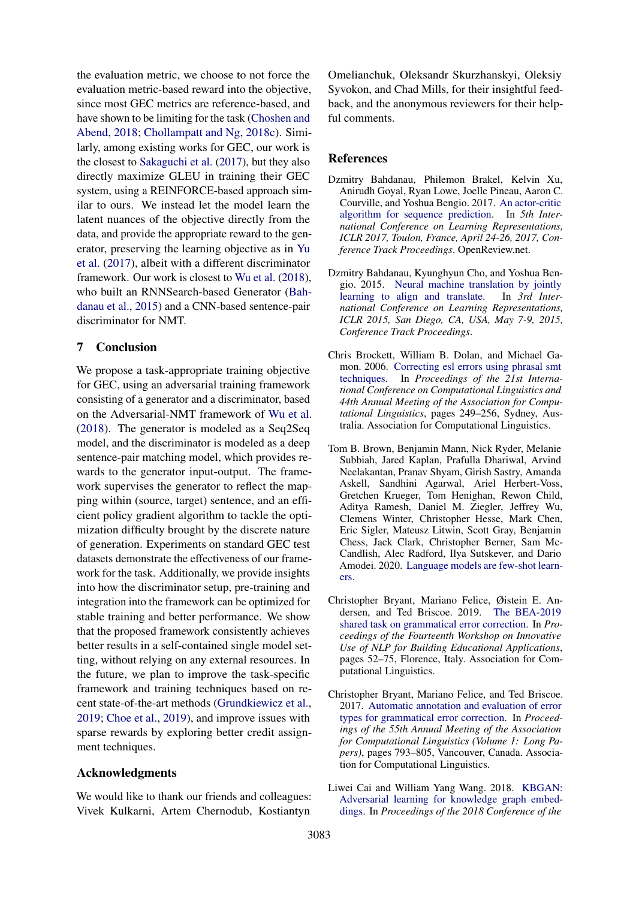the evaluation metric, we choose to not force the evaluation metric-based reward into the objective, since most GEC metrics are reference-based, and have shown to be limiting for the task (Choshen and Abend, 2018; Chollampatt and Ng, 2018c). Similarly, among existing works for GEC, our work is the closest to Sakaguchi et al. (2017), but they also directly maximize GLEU in training their GEC system, using a REINFORCE-based approach similar to ours. We instead let the model learn the latent nuances of the objective directly from the data, and provide the appropriate reward to the generator, preserving the learning objective as in Yu et al. (2017), albeit with a different discriminator framework. Our work is closest to Wu et al. (2018), who built an RNNSearch-based Generator (Bahdanau et al., 2015) and a CNN-based sentence-pair discriminator for NMT.

## 7 Conclusion

We propose a task-appropriate training objective for GEC, using an adversarial training framework consisting of a generator and a discriminator, based on the Adversarial-NMT framework of Wu et al. (2018). The generator is modeled as a Seq2Seq model, and the discriminator is modeled as a deep sentence-pair matching model, which provides rewards to the generator input-output. The framework supervises the generator to reflect the mapping within (source, target) sentence, and an efficient policy gradient algorithm to tackle the optimization difficulty brought by the discrete nature of generation. Experiments on standard GEC test datasets demonstrate the effectiveness of our framework for the task. Additionally, we provide insights into how the discriminator setup, pre-training and integration into the framework can be optimized for stable training and better performance. We show that the proposed framework consistently achieves better results in a self-contained single model setting, without relying on any external resources. In the future, we plan to improve the task-specific framework and training techniques based on recent state-of-the-art methods (Grundkiewicz et al., 2019; Choe et al., 2019), and improve issues with sparse rewards by exploring better credit assignment techniques.

## Acknowledgments

We would like to thank our friends and colleagues: Vivek Kulkarni, Artem Chernodub, Kostiantyn Omelianchuk, Oleksandr Skurzhanskyi, Oleksiy Syvokon, and Chad Mills, for their insightful feedback, and the anonymous reviewers for their helpful comments.

## References

Dzmitry Bahdanau, Philemon Brakel, Kelvin Xu, Anirudh Goyal, Ryan Lowe, Joelle Pineau, Aaron C. Courville, and Yoshua Bengio. 2017. An actor-critic algorithm for sequence prediction. In *5th International Conference on Learning Representations, ICLR 2017, Toulon, France, April 24-26, 2017, Conference Track Proceedings*. OpenReview.net.

Dzmitry Bahdanau, Kyunghyun Cho, and Yoshua Bengio. 2015. Neural machine translation by jointly learning to align and translate. In *3rd International Conference on Learning Representations, ICLR 2015, San Diego, CA, USA, May 7-9, 2015, Conference Track Proceedings*.

Chris Brockett, William B. Dolan, and Michael Gamon. 2006. Correcting esl errors using phrasal smt techniques. In *Proceedings of the 21st International Conference on Computational Linguistics and 44th Annual Meeting of the Association for Computational Linguistics*, pages 249–256, Sydney, Australia. Association for Computational Linguistics.

Tom B. Brown, Benjamin Mann, Nick Ryder, Melanie Subbiah, Jared Kaplan, Prafulla Dhariwal, Arvind Neelakantan, Pranav Shyam, Girish Sastry, Amanda Askell, Sandhini Agarwal, Ariel Herbert-Voss, Gretchen Krueger, Tom Henighan, Rewon Child, Aditya Ramesh, Daniel M. Ziegler, Jeffrey Wu, Clemens Winter, Christopher Hesse, Mark Chen, Eric Sigler, Mateusz Litwin, Scott Gray, Benjamin Chess, Jack Clark, Christopher Berner, Sam McCandlish, Alec Radford, Ilya Sutskever, and Dario Amodei. 2020. Language models are few-shot learners.

Christopher Bryant, Mariano Felice, Øistein E. Andersen, and Ted Briscoe. 2019. The BEA-2019 shared task on grammatical error correction. In *Proceedings of the Fourteenth Workshop on Innovative Use of NLP for Building Educational Applications*, pages 52–75, Florence, Italy. Association for Computational Linguistics.

Christopher Bryant, Mariano Felice, and Ted Briscoe. 2017. Automatic annotation and evaluation of error types for grammatical error correction. In *Proceedings of the 55th Annual Meeting of the Association for Computational Linguistics (Volume 1: Long Papers)*, pages 793–805, Vancouver, Canada. Association for Computational Linguistics.

Liwei Cai and William Yang Wang. 2018. KBGAN: Adversarial learning for knowledge graph embeddings. In *Proceedings of the 2018 Conference of the*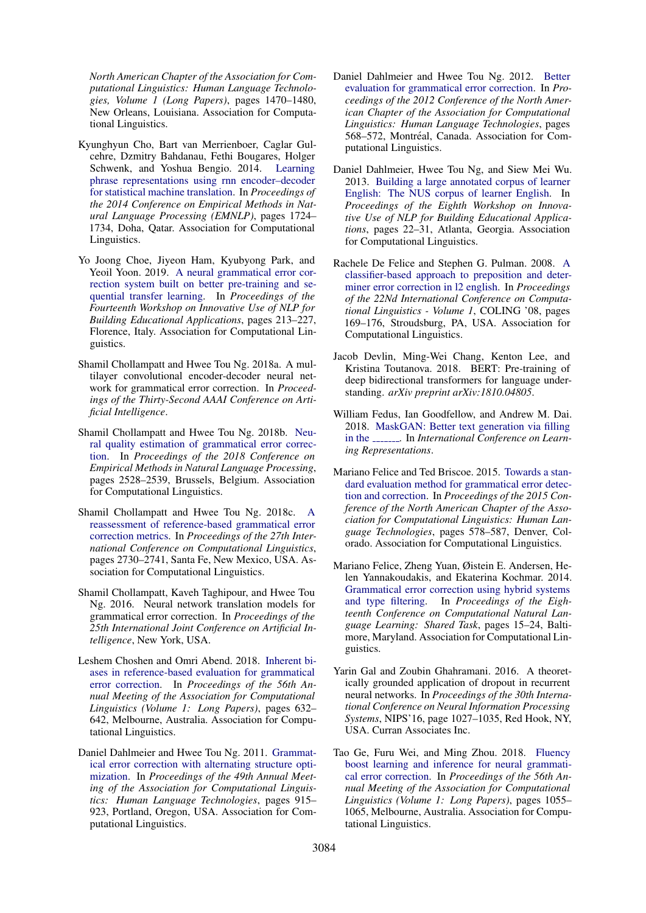North American Chapter of the Association for Computational Linguistics: Human Language Technologies, Volume 1 (Long Papers)*, pages 1470–1480, New Orleans, Louisiana. Association for Computational Linguistics.

Kyunghyun Cho, Bart van Merrienboer, Caglar Gulcehre, Dzmitry Bahdanau, Fethi Bougares, Holger Schwenk, and Yoshua Bengio. 2014. Learning phrase representations using rnn encoder–decoder for statistical machine translation. In *Proceedings of the 2014 Conference on Empirical Methods in Natural Language Processing (EMNLP)*, pages 1724–1734, Doha, Qatar. Association for Computational Linguistics.

Yo Joong Choe, Jiyeon Ham, Kyubyong Park, and Yeoil Yoon. 2019. A neural grammatical error correction system built on better pre-training and sequential transfer learning. In *Proceedings of the Fourteenth Workshop on Innovative Use of NLP for Building Educational Applications*, pages 213–227, Florence, Italy. Association for Computational Linguistics.

Shamil Chollampatt and Hwee Tou Ng. 2018a. A multilayer convolutional encoder-decoder neural network for grammatical error correction. In *Proceedings of the Thirty-Second AAAI Conference on Artificial Intelligence*.

Shamil Chollampatt and Hwee Tou Ng. 2018b. Neural quality estimation of grammatical error correction. In *Proceedings of the 2018 Conference on Empirical Methods in Natural Language Processing*, pages 2528–2539, Brussels, Belgium. Association for Computational Linguistics.

Shamil Chollampatt and Hwee Tou Ng. 2018c. A reassessment of reference-based grammatical error correction metrics. In *Proceedings of the 27th International Conference on Computational Linguistics*, pages 2730–2741, Santa Fe, New Mexico, USA. Association for Computational Linguistics.

Shamil Chollampatt, Kaveh Taghipour, and Hwee Tou Ng. 2016. Neural network translation models for grammatical error correction. In *Proceedings of the 25th International Joint Conference on Artificial Intelligence*, New York, USA.

Leshem Choshen and Omri Abend. 2018. Inherent biases in reference-based evaluation for grammatical error correction. In *Proceedings of the 56th Annual Meeting of the Association for Computational Linguistics (Volume 1: Long Papers)*, pages 632–642, Melbourne, Australia. Association for Computational Linguistics.

Daniel Dahlmeier and Hwee Tou Ng. 2011. Grammatical error correction with alternating structure optimization. In *Proceedings of the 49th Annual Meeting of the Association for Computational Linguistics: Human Language Technologies*, pages 915–923, Portland, Oregon, USA. Association for Computational Linguistics.

Daniel Dahlmeier and Hwee Tou Ng. 2012. Better evaluation for grammatical error correction. In *Proceedings of the 2012 Conference of the North American Chapter of the Association for Computational Linguistics: Human Language Technologies*, pages 568–572, Montréal, Canada. Association for Computational Linguistics.

Daniel Dahlmeier, Hwee Tou Ng, and Siew Mei Wu. 2013. Building a large annotated corpus of learner English: The NUS corpus of learner English. In *Proceedings of the Eighth Workshop on Innovative Use of NLP for Building Educational Applications*, pages 22–31, Atlanta, Georgia. Association for Computational Linguistics.

Rachele De Felice and Stephen G. Pulman. 2008. A classifier-based approach to preposition and determiner error correction in l2 english. In *Proceedings of the 22Nd International Conference on Computational Linguistics - Volume 1*, COLING '08, pages 169–176, Stroudsburg, PA, USA. Association for Computational Linguistics.

Jacob Devlin, Ming-Wei Chang, Kenton Lee, and Kristina Toutanova. 2018. BERT: Pre-training of deep bidirectional transformers for language understanding. *arXiv preprint arXiv:1810.04805*.

William Fedus, Ian Goodfellow, and Andrew M. Dai. 2018. MaskGAN: Better text generation via filling in the ______. In *International Conference on Learning Representations*.

Mariano Felice and Ted Briscoe. 2015. Towards a standard evaluation method for grammatical error detection and correction. In *Proceedings of the 2015 Conference of the North American Chapter of the Association for Computational Linguistics: Human Language Technologies*, pages 578–587, Denver, Colorado. Association for Computational Linguistics.

Mariano Felice, Zheng Yuan, Øistein E. Andersen, Helen Yannakoudakis, and Ekaterina Kochmar. 2014. Grammatical error correction using hybrid systems and type filtering. In *Proceedings of the Eighteenth Conference on Computational Natural Language Learning: Shared Task*, pages 15–24, Baltimore, Maryland. Association for Computational Linguistics.

Yarin Gal and Zoubin Ghahramani. 2016. A theoretically grounded application of dropout in recurrent neural networks. In *Proceedings of the 30th International Conference on Neural Information Processing Systems*, NIPS'16, page 1027–1035, Red Hook, NY, USA. Curran Associates Inc.

Tao Ge, Furu Wei, and Ming Zhou. 2018. Fluency boost learning and inference for neural grammatical error correction. In *Proceedings of the 56th Annual Meeting of the Association for Computational Linguistics (Volume 1: Long Papers)*, pages 1055–1065, Melbourne, Australia. Association for Computational Linguistics.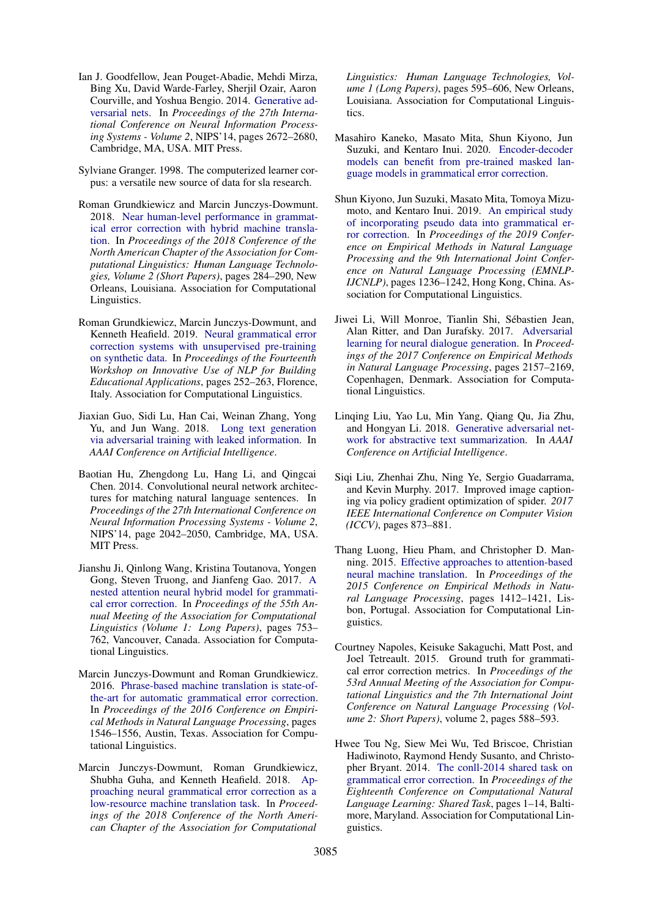Ian J. Goodfellow, Jean Pouget-Abadie, Mehdi Mirza, Bing Xu, David Warde-Farley, Sherjil Ozair, Aaron Courville, and Yoshua Bengio. 2014. Generative adversarial nets. In *Proceedings of the 27th International Conference on Neural Information Processing Systems - Volume 2*, NIPS'14, pages 2672–2680, Cambridge, MA, USA. MIT Press.

Sylviane Granger. 1998. The computerized learner corpus: a versatile new source of data for sla research.

Roman Grundkiewicz and Marcin Junczys-Dowmunt. 2018. Near human-level performance in grammatical error correction with hybrid machine translation. In *Proceedings of the 2018 Conference of the North American Chapter of the Association for Computational Linguistics: Human Language Technologies, Volume 2 (Short Papers)*, pages 284–290, New Orleans, Louisiana. Association for Computational Linguistics.

Roman Grundkiewicz, Marcin Junczys-Dowmunt, and Kenneth Heafield. 2019. Neural grammatical error correction systems with unsupervised pre-training on synthetic data. In *Proceedings of the Fourteenth Workshop on Innovative Use of NLP for Building Educational Applications*, pages 252–263, Florence, Italy. Association for Computational Linguistics.

Jiaxian Guo, Sidi Lu, Han Cai, Weinan Zhang, Yong Yu, and Jun Wang. 2018. Long text generation via adversarial training with leaked information. In *AAAI Conference on Artificial Intelligence*.

Baotian Hu, Zhengdong Lu, Hang Li, and Qingcai Chen. 2014. Convolutional neural network architectures for matching natural language sentences. In *Proceedings of the 27th International Conference on Neural Information Processing Systems - Volume 2*, NIPS'14, page 2042–2050, Cambridge, MA, USA. MIT Press.

Jianshu Ji, Qinlong Wang, Kristina Toutanova, Yongen Gong, Steven Truong, and Jianfeng Gao. 2017. A nested attention neural hybrid model for grammatical error correction. In *Proceedings of the 55th Annual Meeting of the Association for Computational Linguistics (Volume 1: Long Papers)*, pages 753–762, Vancouver, Canada. Association for Computational Linguistics.

Marcin Junczys-Dowmunt and Roman Grundkiewicz. 2016. Phrase-based machine translation is state-of-the-art for automatic grammatical error correction. In *Proceedings of the 2016 Conference on Empirical Methods in Natural Language Processing*, pages 1546–1556, Austin, Texas. Association for Computational Linguistics.

Marcin Junczys-Dowmunt, Roman Grundkiewicz, Shubha Guha, and Kenneth Heafield. 2018. Approaching neural grammatical error correction as a low-resource machine translation task. In *Proceedings of the 2018 Conference of the North American Chapter of the Association for Computational Linguistics: Human Language Technologies, Volume 1 (Long Papers)*, pages 595–606, New Orleans, Louisiana. Association for Computational Linguistics.

Masahiro Kaneko, Masato Mita, Shun Kiyono, Jun Suzuki, and Kentaro Inui. 2020. Encoder-decoder models can benefit from pre-trained masked language models in grammatical error correction.

Shun Kiyono, Jun Suzuki, Masato Mita, Tomoya Mizumoto, and Kentaro Inui. 2019. An empirical study of incorporating pseudo data into grammatical error correction. In *Proceedings of the 2019 Conference on Empirical Methods in Natural Language Processing and the 9th International Joint Conference on Natural Language Processing (EMNLP-IJCNLP)*, pages 1236–1242, Hong Kong, China. Association for Computational Linguistics.

Jiwei Li, Will Monroe, Tianlin Shi, Sébastien Jean, Alan Ritter, and Dan Jurafsky. 2017. Adversarial learning for neural dialogue generation. In *Proceedings of the 2017 Conference on Empirical Methods in Natural Language Processing*, pages 2157–2169, Copenhagen, Denmark. Association for Computational Linguistics.

Linqing Liu, Yao Lu, Min Yang, Qiang Qu, Jia Zhu, and Hongyan Li. 2018. Generative adversarial network for abstractive text summarization. In *AAAI Conference on Artificial Intelligence*.

Siqi Liu, Zhenhai Zhu, Ning Ye, Sergio Guadarrama, and Kevin Murphy. 2017. Improved image captioning via policy gradient optimization of spider. *2017 IEEE International Conference on Computer Vision (ICCV)*, pages 873–881.

Thang Luong, Hieu Pham, and Christopher D. Manning. 2015. Effective approaches to attention-based neural machine translation. In *Proceedings of the 2015 Conference on Empirical Methods in Natural Language Processing*, pages 1412–1421, Lisbon, Portugal. Association for Computational Linguistics.

Courtney Napoles, Keisuke Sakaguchi, Matt Post, and Joel Tetreault. 2015. Ground truth for grammatical error correction metrics. In *Proceedings of the 53rd Annual Meeting of the Association for Computational Linguistics and the 7th International Joint Conference on Natural Language Processing (Volume 2: Short Papers)*, volume 2, pages 588–593.

Hwee Tou Ng, Siew Mei Wu, Ted Briscoe, Christian Hadiwinoto, Raymond Hendy Susanto, and Christopher Bryant. 2014. The conll-2014 shared task on grammatical error correction. In *Proceedings of the Eighteenth Conference on Computational Natural Language Learning: Shared Task*, pages 1–14, Baltimore, Maryland. Association for Computational Linguistics.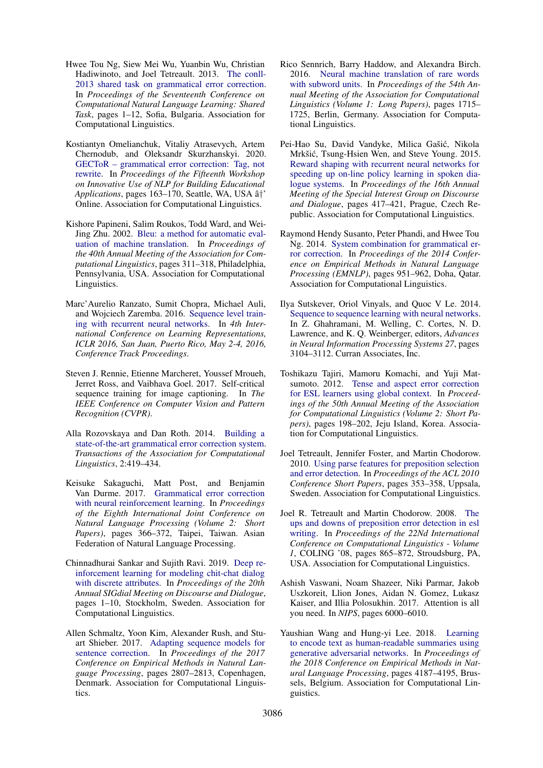Hwee Tou Ng, Siew Mei Wu, Yuanbin Wu, Christian Hadiwinoto, and Joel Tetreault. 2013. The conll-2013 shared task on grammatical error correction. In *Proceedings of the Seventeenth Conference on Computational Natural Language Learning: Shared Task*, pages 1–12, Sofia, Bulgaria. Association for Computational Linguistics.

Kostiantyn Omelianchuk, Vitaliy Atrasevych, Artem Chernodub, and Oleksandr Skurzhanskyi. 2020. GECToR – grammatical error correction: Tag, not rewrite. In *Proceedings of the Fifteenth Workshop on Innovative Use of NLP for Building Educational Applications*, pages 163–170, Seattle, WA, USA â†' Online. Association for Computational Linguistics.

Kishore Papineni, Salim Roukos, Todd Ward, and Wei-Jing Zhu. 2002. Bleu: a method for automatic evaluation of machine translation. In *Proceedings of the 40th Annual Meeting of the Association for Computational Linguistics*, pages 311–318, Philadelphia, Pennsylvania, USA. Association for Computational Linguistics.

Marc'Aurelio Ranzato, Sumit Chopra, Michael Auli, and Wojciech Zaremba. 2016. Sequence level training with recurrent neural networks. In *4th International Conference on Learning Representations, ICLR 2016, San Juan, Puerto Rico, May 2-4, 2016, Conference Track Proceedings*.

Steven J. Rennie, Etienne Marcheret, Youssef Mroueh, Jerret Ross, and Vaibhava Goel. 2017. Self-critical sequence training for image captioning. In *The IEEE Conference on Computer Vision and Pattern Recognition (CVPR)*.

Alla Rozovskaya and Dan Roth. 2014. Building a state-of-the-art grammatical error correction system. *Transactions of the Association for Computational Linguistics*, 2:419–434.

Keisuke Sakaguchi, Matt Post, and Benjamin Van Durme. 2017. Grammatical error correction with neural reinforcement learning. In *Proceedings of the Eighth International Joint Conference on Natural Language Processing (Volume 2: Short Papers)*, pages 366–372, Taipei, Taiwan. Asian Federation of Natural Language Processing.

Chinnadhurai Sankar and Sujith Ravi. 2019. Deep reinforcement learning for modeling chit-chat dialog with discrete attributes. In *Proceedings of the 20th Annual SIGdial Meeting on Discourse and Dialogue*, pages 1–10, Stockholm, Sweden. Association for Computational Linguistics.

Allen Schmaltz, Yoon Kim, Alexander Rush, and Stuart Shieber. 2017. Adapting sequence models for sentence correction. In *Proceedings of the 2017 Conference on Empirical Methods in Natural Language Processing*, pages 2807–2813, Copenhagen, Denmark. Association for Computational Linguistics.

Rico Sennrich, Barry Haddow, and Alexandra Birch. 2016. Neural machine translation of rare words with subword units. In *Proceedings of the 54th Annual Meeting of the Association for Computational Linguistics (Volume 1: Long Papers)*, pages 1715–1725, Berlin, Germany. Association for Computational Linguistics.

Pei-Hao Su, David Vandyke, Milica Gašić, Nikola Mrkšić, Tsung-Hsien Wen, and Steve Young. 2015. Reward shaping with recurrent neural networks for speeding up on-line policy learning in spoken dialogue systems. In *Proceedings of the 16th Annual Meeting of the Special Interest Group on Discourse and Dialogue*, pages 417–421, Prague, Czech Republic. Association for Computational Linguistics.

Raymond Hendy Susanto, Peter Phandi, and Hwee Tou Ng. 2014. System combination for grammatical error correction. In *Proceedings of the 2014 Conference on Empirical Methods in Natural Language Processing (EMNLP)*, pages 951–962, Doha, Qatar. Association for Computational Linguistics.

Ilya Sutskever, Oriol Vinyals, and Quoc V Le. 2014. Sequence to sequence learning with neural networks. In Z. Ghahramani, M. Welling, C. Cortes, N. D. Lawrence, and K. Q. Weinberger, editors, *Advances in Neural Information Processing Systems 27*, pages 3104–3112. Curran Associates, Inc.

Toshikazu Tajiri, Mamoru Komachi, and Yuji Matsumoto. 2012. Tense and aspect error correction for ESL learners using global context. In *Proceedings of the 50th Annual Meeting of the Association for Computational Linguistics (Volume 2: Short Papers)*, pages 198–202, Jeju Island, Korea. Association for Computational Linguistics.

Joel Tetreault, Jennifer Foster, and Martin Chodorow. 2010. Using parse features for preposition selection and error detection. In *Proceedings of the ACL 2010 Conference Short Papers*, pages 353–358, Uppsala, Sweden. Association for Computational Linguistics.

Joel R. Tetreault and Martin Chodorow. 2008. The ups and downs of preposition error detection in esl writing. In *Proceedings of the 22Nd International Conference on Computational Linguistics - Volume 1*, COLING '08, pages 865–872, Stroudsburg, PA, USA. Association for Computational Linguistics.

Ashish Vaswani, Noam Shazeer, Niki Parmar, Jakob Uszkoreit, Llion Jones, Aidan N. Gomez, Lukasz Kaiser, and Illia Polosukhin. 2017. Attention is all you need. In *NIPS*, pages 6000–6010.

Yaushian Wang and Hung-yi Lee. 2018. Learning to encode text as human-readable summaries using generative adversarial networks. In *Proceedings of the 2018 Conference on Empirical Methods in Natural Language Processing*, pages 4187–4195, Brussels, Belgium. Association for Computational Linguistics.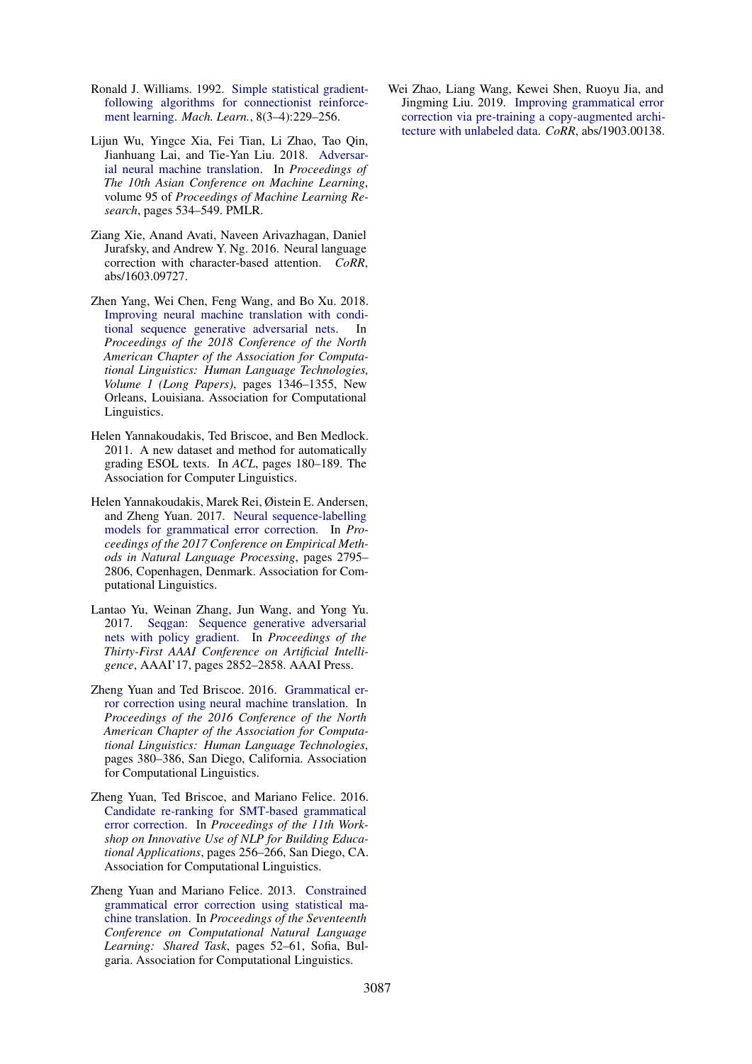Ronald J. Williams. 1992. Simple statistical gradient-following algorithms for connectionist reinforcement learning. *Mach. Learn.*, 8(3–4):229–256.

Lijun Wu, Yingce Xia, Fei Tian, Li Zhao, Tao Qin, Jianhuang Lai, and Tie-Yan Liu. 2018. Adversarial neural machine translation. In *Proceedings of The 10th Asian Conference on Machine Learning*, volume 95 of *Proceedings of Machine Learning Research*, pages 534–549. PMLR.

Ziang Xie, Anand Avati, Naveen Arivazhagan, Daniel Jurafsky, and Andrew Y. Ng. 2016. Neural language correction with character-based attention. *CoRR*, abs/1603.09727.

Zhen Yang, Wei Chen, Feng Wang, and Bo Xu. 2018. Improving neural machine translation with conditional sequence generative adversarial nets. In *Proceedings of the 2018 Conference of the North American Chapter of the Association for Computational Linguistics: Human Language Technologies, Volume 1 (Long Papers)*, pages 1346–1355, New Orleans, Louisiana. Association for Computational Linguistics.

Helen Yannakoudakis, Ted Briscoe, and Ben Medlock. 2011. A new dataset and method for automatically grading ESOL texts. In *ACL*, pages 180–189. The Association for Computer Linguistics.

Helen Yannakoudakis, Marek Rei, Øistein E. Andersen, and Zheng Yuan. 2017. Neural sequence-labelling models for grammatical error correction. In *Proceedings of the 2017 Conference on Empirical Methods in Natural Language Processing*, pages 2795–2806, Copenhagen, Denmark. Association for Computational Linguistics.

Lantao Yu, Weinan Zhang, Jun Wang, and Yong Yu. 2017. Seqgan: Sequence generative adversarial nets with policy gradient. In *Proceedings of the Thirty-First AAAI Conference on Artificial Intelligence*, AAAI'17, pages 2852–2858. AAAI Press.

Zheng Yuan and Ted Briscoe. 2016. Grammatical error correction using neural machine translation. In *Proceedings of the 2016 Conference of the North American Chapter of the Association for Computational Linguistics: Human Language Technologies*, pages 380–386, San Diego, California. Association for Computational Linguistics.

Zheng Yuan, Ted Briscoe, and Mariano Felice. 2016. Candidate re-ranking for SMT-based grammatical error correction. In *Proceedings of the 11th Workshop on Innovative Use of NLP for Building Educational Applications*, pages 256–266, San Diego, CA. Association for Computational Linguistics.

Zheng Yuan and Mariano Felice. 2013. Constrained grammatical error correction using statistical machine translation. In *Proceedings of the Seventeenth Conference on Computational Natural Language Learning: Shared Task*, pages 52–61, Sofia, Bulgaria. Association for Computational Linguistics.

Wei Zhao, Liang Wang, Kewei Shen, Ruoyu Jia, and Jingming Liu. 2019. Improving grammatical error correction via pre-training a copy-augmented architecture with unlabeled data. *CoRR*, abs/1903.00138.